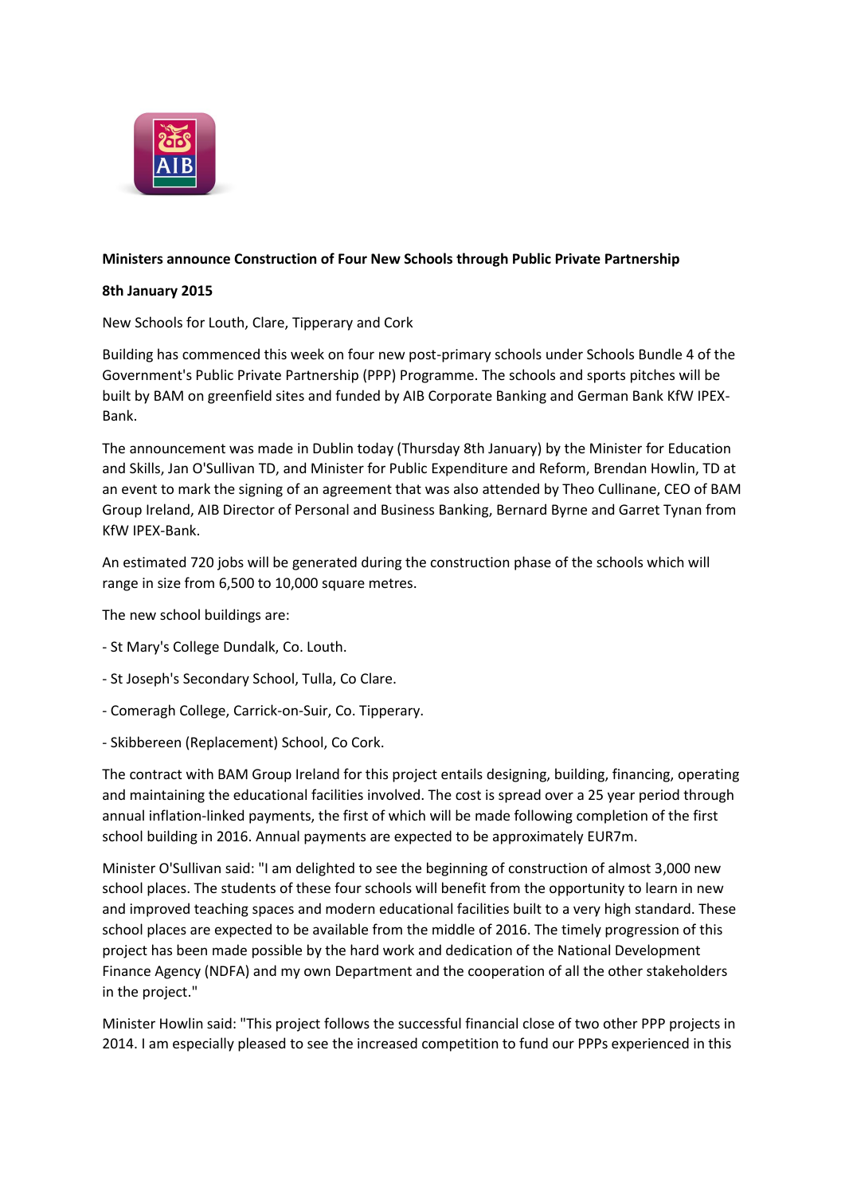**Ministers announce Construction of Four New Schools through Public Private Partnership**

**8th January 2015**

New Schools for Louth, Clare, Tipperary and Cork

Building has commenced this week on four new post-primary schools under Schools Bundle 4 of the Government's Public Private Partnership (PPP) Programme. The schools and sports pitches will be built by BAM on greenfield sites and funded by AIB Corporate Banking and German Bank KfW IPEX-Bank.

The announcement was made in Dublin today (Thursday 8th January) by the Minister for Education and Skills, Jan O'Sullivan TD, and Minister for Public Expenditure and Reform, Brendan Howlin, TD at an event to mark the signing of an agreement that was also attended by Theo Cullinane, CEO of BAM Group Ireland, AIB Director of Personal and Business Banking, Bernard Byrne and Garret Tynan from KfW IPEX-Bank.

An estimated 720 jobs will be generated during the construction phase of the schools which will range in size from 6,500 to 10,000 square metres.

The new school buildings are:

- St Mary's College Dundalk, Co. Louth.
- St Joseph's Secondary School, Tulla, Co Clare.
- Comeragh College, Carrick-on-Suir, Co. Tipperary.
- Skibbereen (Replacement) School, Co Cork.

The contract with BAM Group Ireland for this project entails designing, building, financing, operating and maintaining the educational facilities involved. The cost is spread over a 25 year period through annual inflation-linked payments, the first of which will be made following completion of the first school building in 2016. Annual payments are expected to be approximately EUR7m.

Minister O'Sullivan said: "I am delighted to see the beginning of construction of almost 3,000 new school places. The students of these four schools will benefit from the opportunity to learn in new and improved teaching spaces and modern educational facilities built to a very high standard. These school places are expected to be available from the middle of 2016. The timely progression of this project has been made possible by the hard work and dedication of the National Development Finance Agency (NDFA) and my own Department and the cooperation of all the other stakeholders in the project."

Minister Howlin said: "This project follows the successful financial close of two other PPP projects in 2014. I am especially pleased to see the increased competition to fund our PPPs experienced in this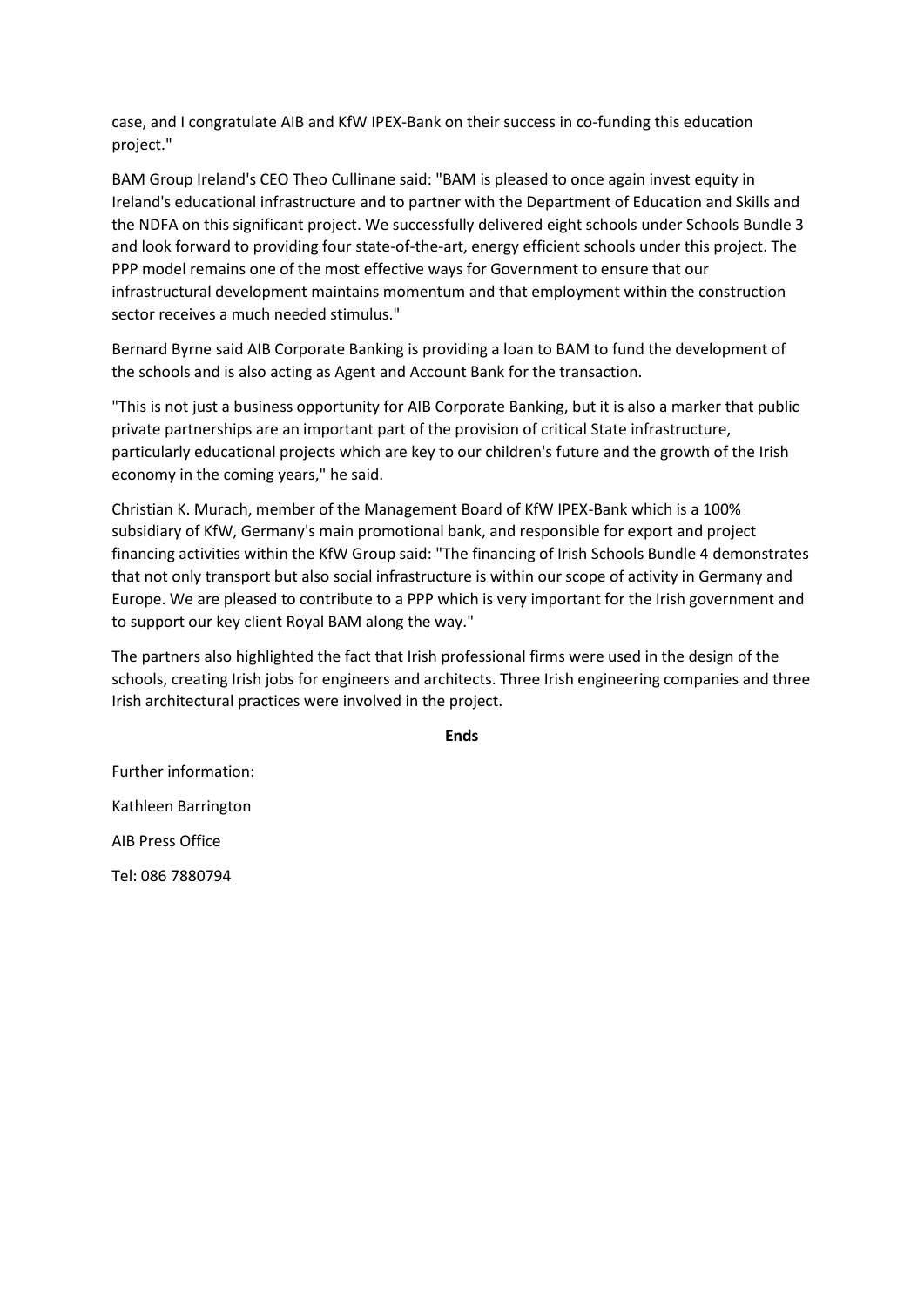case, and I congratulate AIB and KfW IPEX-Bank on their success in co-funding this education project."

BAM Group Ireland's CEO Theo Cullinane said: "BAM is pleased to once again invest equity in Ireland's educational infrastructure and to partner with the Department of Education and Skills and the NDFA on this significant project. We successfully delivered eight schools under Schools Bundle 3 and look forward to providing four state-of-the-art, energy efficient schools under this project. The PPP model remains one of the most effective ways for Government to ensure that our infrastructural development maintains momentum and that employment within the construction sector receives a much needed stimulus."

Bernard Byrne said AIB Corporate Banking is providing a loan to BAM to fund the development of the schools and is also acting as Agent and Account Bank for the transaction.

"This is not just a business opportunity for AIB Corporate Banking, but it is also a marker that public private partnerships are an important part of the provision of critical State infrastructure, particularly educational projects which are key to our children's future and the growth of the Irish economy in the coming years," he said.

Christian K. Murach, member of the Management Board of KfW IPEX-Bank which is a 100% subsidiary of KfW, Germany's main promotional bank, and responsible for export and project financing activities within the KfW Group said: "The financing of Irish Schools Bundle 4 demonstrates that not only transport but also social infrastructure is within our scope of activity in Germany and Europe. We are pleased to contribute to a PPP which is very important for the Irish government and to support our key client Royal BAM along the way."

The partners also highlighted the fact that Irish professional firms were used in the design of the schools, creating Irish jobs for engineers and architects. Three Irish engineering companies and three Irish architectural practices were involved in the project.

**Ends**

Further information:

Kathleen Barrington

AIB Press Office

Tel: 086 7880794